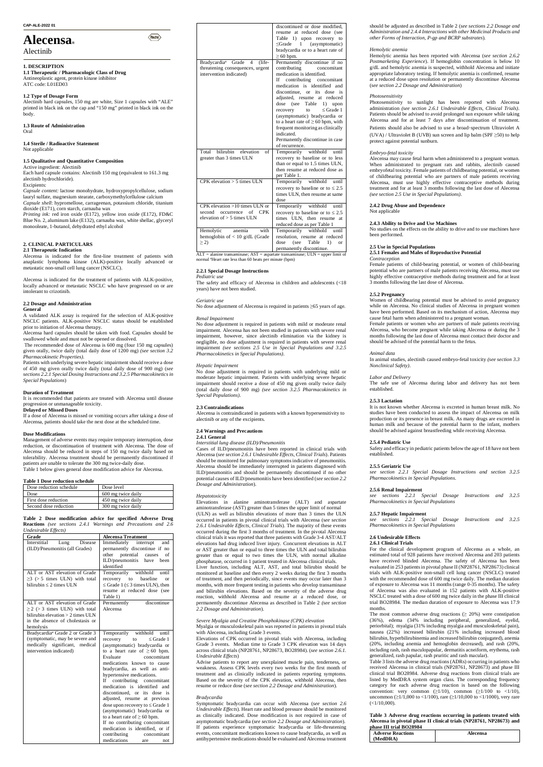CAP-ALE-2022 01

# Alecensa®

Alectinib

## 1. DESCRIPTION

### 1.1 Therapeutic / Pharmacologic Class of Drug

Antineoplastic agent, protein kinase inhibitor
ATC code: L01ED03

### 1.2 Type of Dosage Form

Alectinib hard capsules, 150 mg are white, Size 1 capsules with "ALE" printed in black ink on the cap and "150 mg" printed in black ink on the body.

### 1.3 Route of Administration

Oral

### 1.4 Sterile / Radioactive Statement

Not applicable

### 1.5 Qualitative and Quantitative Composition

Active ingredient: Alectinib
Each hard capsule contains: Alectinib 150 mg (equivalent to 161.3 mg alectinib hydrochloride).
Excipients:
*Capsule content:* lactose monohydrate, hydroxypropylcellulose, sodium lauryl sulfate, magnesium stearate, carboxymethylcellulose calcium
*Capsule shell:* hypromellose, carrageenan, potassium chloride, titanium dioxide (E171), corn starch, carnauba wax
*Printing ink:* red iron oxide (E172), yellow iron oxide (E172), FD&C Blue No. 2, aluminum lake (E132), carnauba wax, white shellac, glyceryl monooleate, 1-butanol, dehydrated ethyl alcohol

## 2. CLINICAL PARTICULARS

### 2.1 Therapeutic Indication

Alecensa is indicated for the first-line treatment of patients with anaplastic lymphoma kinase (ALK)-positive locally advanced or metastatic non-small cell lung cancer (NSCLC).

Alecensa is indicated for the treatment of patients with ALK-positive, locally advanced or metastatic NSCLC who have progressed on or are intolerant to crizotinib.

### 2.2 Dosage and Administration

**General**

A validated ALK assay is required for the selection of ALK-positive NSCLC patients. ALK-positive NSCLC status should be established prior to initiation of Alecensa therapy.

Alecensa hard capsules should be taken with food. Capsules should be swallowed whole and must not be opened or dissolved.

The recommended dose of Alecensa is 600 mg (four 150 mg capsules) given orally, twice daily (total daily dose of 1200 mg) *(see section 3.2 Pharmacokinetic Properties)*.

Patients with underlying severe hepatic impairment should receive a dose of 450 mg given orally twice daily (total daily dose of 900 mg) (*see sections 2.2.1 Special Dosing Instructions and 3.2.5 Pharmacokinetics in Special Populations*)

**Duration of Treatment**

It is recommended that patients are treated with Alecensa until disease progression or unmanageable toxicity.

**Delayed or Missed Doses**

If a dose of Alecensa is missed or vomiting occurs after taking a dose of Alecensa, patients should take the next dose at the scheduled time.

**Dose Modifications**

Management of adverse events may require temporary interruption, dose reduction, or discontinuation of treatment with Alecensa. The dose of Alecensa should be reduced in steps of 150 mg twice daily based on tolerability. Alecensa treatment should be permanently discontinued if patients are unable to tolerate the 300 mg twice-daily dose.

Table 1 below gives general dose modification advice for Alecensa.

**Table 1 Dose reduction schedule**

| Dose reduction schedule | Dose level |
|---|---|
| Dose | 600 mg twice daily |
| First dose reduction | 450 mg twice daily |
| Second dose reduction | 300 mg twice daily |

**Table 2 Dose modification advice for specified Adverse Drug Reactions** *(see sections 2.4.1 Warnings and Precautions and 2.6 Undesirable Effects)*

| Grade | Alecensa Treatment |
|---|---|
| Interstitial Lung Disease (ILD)/Pneumonitis (all Grades) | Immediately interrupt and permanently discontinue if no other potential causes of ILD/pneumonitis have been identified |
| ALT or AST elevation of Grade ≥3 (> 5 times ULN) with total bilirubin ≤ 2 times ULN | Temporarily withhold until recovery to baseline or ≤ Grade 1 (≤ 3 times ULN), then resume at reduced dose (see Table 1) |
| ALT or AST elevation of Grade ≥ 2 (> 3 times ULN) with total bilirubin elevation > 2 times ULN in the absence of cholestasis or hemolysis | Permanently discontinue Alecensa |
| Bradycardia[a] Grade 2 or Grade 3 (symptomatic, may be severe and medically significant, medical intervention indicated) | Temporarily withhold until recovery to ≤ Grade 1 (asymptomatic) bradycardia or to a heart rate of ≥ 60 bpm. Evaluate concomitant medications known to cause bradycardia, as well as anti-hypertensive medications. If contributing concomitant medication is identified and discontinued, or its dose is adjusted, resume at previous dose upon recovery to ≤ Grade 1 (asymptomatic) bradycardia or to a heart rate of ≥ 60 bpm. If no contributing concomitant medication is identified, or if contributing concomitant medications are not discontinued or dose modified, resume at reduced dose (see Table 1) upon recovery to ≤Grade 1 (asymptomatic) bradycardia or to a heart rate of ≥ 60 bpm. |
| Bradycardia[a] Grade 4 (life-threatening consequences, urgent intervention indicated) | Permanently discontinue if no contributing concomitant medication is identified. If contributing concomitant medication is identified and discontinue, or its dose is adjusted, resume at reduced dose (see Table 1) upon recovery to ≤ Grade 1 (asymptomatic) bradycardia or to a heart rate of ≥ 60 bpm, with frequent monitoring as clinically indicated. Permanently discontinue in case of recurrence. |
| Total bilirubin elevation of greater than 3 times ULN | Temporarily withhold until recovery to baseline or to less than or equal to 1.5 times ULN, then resume at reduced dose as per Table 1. |
| CPK elevation > 5 times ULN | Temporarily withhold until recovery to baseline or to ≤ 2.5 times ULN, then resume at same dose |
| CPK elevation >10 times ULN or second occurrence of CPK elevation of > 5 times ULN | Temporarily withhold until recovery to baseline or to ≤ 2.5 times ULN, then resume at reduced dose as per Table 1 |
| Hemolytic anemia with hemoglobin of < 10 g/dL (Grade ≥ 2) | Temporarily withhold until resolution, resume at reduced dose (see Table 1) or permanently discontinue. |

ALT = alanine transaminase; AST = aspartate transaminase; ULN = upper limit of normal [a]Heart rate less than 60 beats per minute (bpm)

#### 2.2.1 Special Dosage Instructions

*Pediatric use*

The safety and efficacy of Alecensa in children and adolescents (<18 years) have not been studied.

*Geriatric use*

No dose adjustment of Alecensa is required in patients ≥65 years of age.

*Renal Impairment*

No dose adjustment is required in patients with mild or moderate renal impairment. Alecensa has not been studied in patients with severe renal impairment, however, since alectinib elimination via the kidney is negligible, no dose adjustment is required in patients with severe renal impairment *(see sections 2.5 Use in Special Populations and 3.2.5 Pharmacokinetics in Special Populations)*.

*Hepatic Impairment*

No dose adjustment is required in patients with underlying mild or moderate hepatic impairment. Patients with underlying severe hepatic impairment should receive a dose of 450 mg given orally twice daily (total daily dose of 900 mg) *(see section 3.2.5 Pharmacokinetics in Special Populations)*.

### 2.3 Contraindications

Alecensa is contraindicated in patients with a known hypersensitivity to alectinib or any of the excipients.

### 2.4 Warnings and Precautions

#### 2.4.1 General

*Interstitial lung disease (ILD)/Pneumonitis*

Cases of ILD/pneumonitis have been reported in clinical trials with Alecensa (*see section 2.6.1 Undesirable Effects, Clinical Trials*). Patients should be monitored for pulmonary symptoms indicative of pneumonitis. Alecensa should be immediately interrupted in patients diagnosed with ILD/pneumonitis and should be permanently discontinued if no other potential causes of ILD/pneumonitis have been identified (*see section 2.2 Dosage and Administration*).

*Hepatotoxicity*

Elevations in alanine aminotransferase (ALT) and aspartate aminotransferase (AST) greater than 5 times the upper limit of normal (ULN) as well as bilirubin elevations of more than 3 times the ULN occurred in patients in pivotal clinical trials with Alecensa (*see section 2.6.1 Undesirable Effects, Clinical Trials*). The majority of these events occurred during the first 3 months of treatment. In the pivotal Alecensa clinical trials it was reported that three patients with Grade 3-4 AST/ALT elevations had drug induced liver injury. Concurrent elevations in ALT or AST greater than or equal to three times the ULN and total bilirubin greater than or equal to two times the ULN, with normal alkaline phosphatase, occurred in 1 patient treated in Alecensa clinical trials.

Liver function, including ALT, AST, and total bilirubin should be monitored at baseline and then every 2 weeks during the first 3 months of treatment, and then periodically, since events may occur later than 3 months, with more frequent testing in patients who develop transaminase and bilirubin elevations. Based on the severity of the adverse drug reaction, withhold Alecensa and resume at a reduced dose, or permanently discontinue Alecensa as described in Table 2 *(see section 2.2 Dosage and Administration)*.

*Severe Myalgia and Creatine Phosphokinase (CPK) elevation*

Myalgia or musculoskeletal pain was reported in patients in pivotal trials with Alecensa, including Grade 3 events.

Elevations of CPK occurred in pivotal trials with Alecensa, including Grade 3 events. Median time to Grade 3 CPK elevation was 14 days across clinical trials (NP28761, NP28673, BO28984). (*see section 2.6.1. Undesirable Effects*)

Advise patients to report any unexplained muscle pain, tenderness, or weakness. Assess CPK levels every two weeks for the first month of treatment and as clinically indicated in patients reporting symptoms. Based on the severity of the CPK elevation, withhold Alecensa, then resume or reduce dose (*see section 2.2 Dosage and Administration*).

*Bradycardia*

Symptomatic bradycardia can occur with Alecensa (*see section 2.6 Undesirable Effects*). Heart rate and blood pressure should be monitored as clinically indicated. Dose modification is not required in case of asymptomatic bradycardia (*see section 2.2 Dosage and Administration*). If patients experience symptomatic bradycardia or life-threatening events, concomitant medications known to cause bradycardia, as well as antihypertensive medications should be evaluated and Alecensa treatment should be adjusted as described in Table 2 (*see sections 2.2 Dosage and Administration and 2.4.4 Interactions with other Medicinal Products and other Forms of Interaction, P-gp and BCRP substrates*).

*Hemolytic anemia*

Hemolytic anemia has been reported with Alecensa (*see section 2.6.2 Postmarketing Experience*). If hemoglobin concentration is below 10 g/dL and hemolytic anemia is suspected, withhold Alecensa and initiate appropriate laboratory testing. If hemolytic anemia is confirmed, resume at a reduced dose upon resolution or permanently discontinue Alecensa (*see section 2.2 Dosage and Administration*)

*Photosensitivity*

Photosensitivity to sunlight has been reported with Alecensa administration *(see section 2.6.1 Undesirable Effects, Clinical Trials)*. Patients should be advised to avoid prolonged sun exposure while taking Alecensa and for at least 7 days after discontinuation of treatment. Patients should also be advised to use a broad-spectrum Ultraviolet A (UVA) / Ultraviolet B (UVB) sun screen and lip balm (SPF ≥50) to help protect against potential sunburn.

*Embryo-fetal toxicity*

Alecensa may cause fetal harm when administered to a pregnant woman. When administrated to pregnant rats and rabbits, alectinib caused embryofetal toxicity. Female patients of childbearing potential, or women of childbearing potential who are partners of male patients receiving Alecensa, must use highly effective contraceptive methods during treatment and for at least 3 months following the last dose of Alecensa *(see section 2.5 Use in Special Populations)*.

#### 2.4.2 Drug Abuse and Dependence

Not applicable

#### 2.4.3 Ability to Drive and Use Machines

No studies on the effects on the ability to drive and to use machines have been performed.

### 2.5 Use in Special Populations

#### 2.5.1 Females and Males of Reproductive Potential

*Contraception*

Female patients of child-bearing potential, or women of child-bearing potential who are partners of male patients receiving Alecensa, must use highly effective contraceptive methods during treatment and for at least 3 months following the last dose of Alecensa.

#### 2.5.2 Pregnancy

Women of childbearing potential must be advised to avoid pregnancy while on Alecensa. No clinical studies of Alecensa in pregnant women have been performed. Based on its mechanism of action, Alecensa may cause fetal harm when administered to a pregnant woman.

Female patients or women who are partners of male patients receiving Alecensa, who become pregnant while taking Alecensa or during the 3 months following the last dose of Alecensa must contact their doctor and should be advised of the potential harm to the fetus.

*Animal data*

In animal studies, alectinib caused embryo-fetal toxicity *(see section 3.3 Nonclinical Safety)*.

*Labor and Delivery*

The safe use of Alecensa during labor and delivery has not been established.

#### 2.5.3 Lactation

It is not known whether Alecensa is excreted in human breast milk. No studies have been conducted to assess the impact of Alecensa on milk production or its presence in breast milk. As many drugs are excreted in human milk and because of the potential harm to the infant, mothers should be advised against breastfeeding while receiving Alecensa.

#### 2.5.4 Pediatric Use

Safety and efficacy in pediatric patients below the age of 18 have not been established.

#### 2.5.5 Geriatric Use

*see section 2.2.1 Special Dosage Instructions and section 3.2.5 Pharmacokinetics in Special Populations.*

#### 2.5.6 Renal Impairment

*see sections 2.2.1 Special Dosage Instructions and 3.2.5 Pharmacokinetics in Special Populations*

#### 2.5.7 Hepatic Impairment

*see sections 2.2.1 Special Dosage Instructions and 3.2.5 Pharmacokinetics in Special Populations*

### 2.6 Undesirable Effects

#### 2.6.1 Clinical Trials

For the clinical development program of Alecensa as a whole, an estimated total of 928 patients have received Alecensa and 203 patients have received blinded Alecensa. The safety of Alecensa has been evaluated in 253 patients in pivotal phase II (NP28761, NP28673) clinical trials with ALK-positive non-small cell lung cancer (NSCLC) treated with the recommended dose of 600 mg twice daily. The median duration of exposure to Alecensa was 11 months (range 0-35 months). The safety of Alecensa was also evaluated in 152 patients with ALK-positive NSCLC treated with a dose of 600 mg twice daily in the phase III clinical trial BO28984. The median duration of exposure to Alecensa was 17.9 months.

The most common adverse drug reactions (≥ 20%) were constipation (36%), edema (34% including peripheral, generalized, eyelid, periorbital); myalgia (31% including myalgia and musculoskeletal pain), nausea (22%) increased bilirubin (21% including increased blood bilirubin, hyperbilirubinemia and increased bilirubin conjugated), anemia (20%, including anemia and hemoglobin decreased), and rash (20%, including rash, rash maculopapular, dermatitis acneiform, erythema, rash generalized, rash papular, rash pruritic and rash macular).

Table 3 lists the adverse drug reactions (ADRs) occurring in patients who received Alecensa in clinical trials (NP28761, NP28673) and phase III clinical trial BO28984. Adverse drug reactions from clinical trials are listed by MedDRA system organ class. The corresponding frequency category for each adverse drug reaction is based on the following convention: very common (≥1/10), common (≥1/100 to <1/10), uncommon (≥1/1,000 to <1/100), rare (≥1/10,000 to <1/1000), very rare (<1/10,000).

**Table 3 Adverse drug reactions occurring in patients treated with Alecensa in pivotal phase II clinical trials (NP28761, NP28673) and phase III trial BO28984**

| Adverse Reactions (MedDRA) | Alecensa |
|---|---|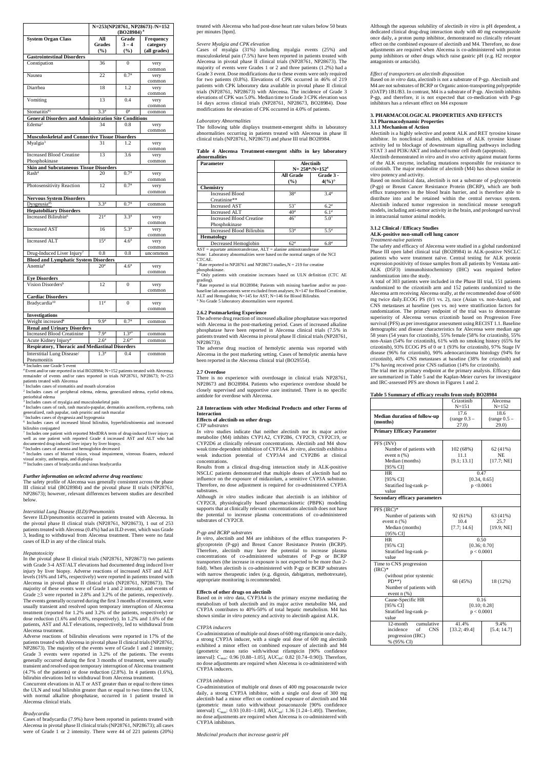| System Organ Class | N=253(NP28761, NP28673) /N=152 (BO28984) [a] | | |
|---|---|---|---|
| | All Grades (%) | Grade 3 – 4 (%) | Frequency category (all grades) |
| **Gastrointestinal Disorders** | | | |
| Constipation | 36 | 0 | very common |
| Nausea | 22 | 0.7* | very common |
| Diarrhea | 18 | 1.2 | very common |
| Vomiting | 13 | 0.4 | very common |
| Stomatitis#1 | 3.3# | 0# | common |
| **General Disorders and Administration Site Conditions** | | | |
| Edema[2] | 34 | 0.8 | very common |
| **Musculoskeletal and Connective Tissue Disorders** | | | |
| Myalgia[3] | 31 | 1.2 | very common |
| Increased Blood Creatine Phosphokinase | 13 | 3.6 | very common |
| **Skin and Subcutaneous Tissue Disorders** | | | |
| Rash[4] | 20 | 0.7* | very common |
| Photosensitivity Reaction | 12 | 0.7* | very common |
| **Nervous System Disorders** | | | |
| Dysgeusia#5 | 3.3# | 0.7* | common |
| **Hepatobiliary Disorders** | | | |
| Increased Bilirubin[6] | 21# | 3.3* | very common |
| Increased AST | 16 | 5.3* | very common |
| Increased ALT | 15# | 4.6* | very common |
| Drug-Induced Liver Injury[7] | 0.8 | 0.8 | uncommon |
| **Blood and Lymphatic System Disorders** | | | |
| Anemia[8] | 20# | 4.6* | very common |
| **Eye Disorders** | | | |
| Vision Disorders[9] | 12 | 0 | very common |
| **Cardiac Disorders** | | | |
| Bradycardia[10] | 11# | 0 | very common |
| **Investigations** | | | |
| Weight increased# | 9.9# | 0.7* | common |
| **Renal and Urinary Disorders** | | | |
| Increased Blood Creatinine | 7.9# | 1.3#* | common |
| Acute Kidney Injury# | 2.6# | 2.6#* | common |
| **Respiratory, Thoracic and Mediastinal Disorders** | | | |
| Interstitial Lung Disease/ Pneumonitis | 1.3# | 0.4 | common |

* Includes one Grade 5 event

# Event and/or rate reported in trial BO28984; N=152 patients treated with Alecensa; remainder of events and/or rates reported in trials NP28761, NP28673; N=253 patients treated with Alecensa

[1] Includes cases of stomatitis and mouth ulceration

[2] Includes cases of peripheral edema, edema, generalized edema, eyelid edema, periorbital edema

[3] Includes cases of myalgia and musculoskeletal pain

[4] Includes cases of rash, rash maculo-papular, dermatitis acneiform, erythema, rash generalized, rash papular, rash pruritic and rash macular

[5] Includes cases of dysgeusia and hypogeusia

[6] Includes cases of increased blood bilirubin, hyperbilirubinemia and increased bilirubin conjugated

[7] Includes one patient with reported MedDRA term of drug-induced liver injury as well as one patient with reported Grade 4 increased AST and ALT who had documented drug-induced liver injury by liver biopsy.

[8] Includes cases of anemia and hemoglobin decreased

[9] Includes cases of blurred vision, visual impairment, vitreous floaters, reduced visual acuity, asthenopia, and diplopia

[10] Includes cases of bradycardia and sinus bradycardia

*Further information on selected adverse drug reactions:*

The safety profile of Alecensa was generally consistent across the phase III clinical trial (BO28984) and the pivotal phase II trials (NP28761, NP28673); however, relevant differences between studies are described below.

*Interstitial Lung Disease (ILD)/Pneumonitis*

Severe ILD/pneumonitis occurred in patients treated with Alecensa. In the pivotal phase II clinical trials (NP28761, NP28673), 1 out of 253 patients treated with Alecensa (0.4%) had an ILD event, which was Grade 3, leading to withdrawal from Alecensa treatment. There were no fatal cases of ILD in any of the clinical trials.

*Hepatotoxicity*

In the pivotal phase II clinical trials (NP28761, NP28673) two patients with Grade 3-4 AST/ALT elevations had documented drug induced liver injury by liver biopsy. Adverse reactions of increased AST and ALT levels (16% and 14%, respectively) were reported in patients treated with Alecensa in pivotal phase II clinical trials (NP28761, NP28673). The majority of these events were of Grade 1 and 2 intensity, and events of Grade ≥3 were reported in 2.8% and 3.2% of the patients, respectively. The events generally occurred during the first 3 months of treatment, were usually transient and resolved upon temporary interruption of Alecensa treatment (reported for 1.2% and 3.2% of the patients, respectively) or dose reduction (1.6% and 0.8%, respectively). In 1.2% and 1.6% of the patients, AST and ALT elevations, respectively, led to withdrawal from Alecensa treatment.

Adverse reactions of bilirubin elevations were reported in 17% of the patients treated with Alecensa in pivotal phase II clinical trials (NP28761, NP28673). The majority of the events were of Grade 1 and 2 intensity; Grade 3 events were reported in 3.2% of the patients. The events generally occurred during the first 3 months of treatment, were usually transient and resolved upon temporary interruption of Alecensa treatment (4.7% of the patients) or dose reduction (2.8%). In 4 patients (1.6%), bilirubin elevations led to withdrawal from Alecensa treatment.

Concurrent elevations in ALT or AST greater than or equal to three times the ULN and total bilirubin greater than or equal to two times the ULN, with normal alkaline phosphatase, occurred in 1 patient treated in Alecensa clinical trials.

*Bradycardia*

Cases of bradycardia (7.9%) have been reported in patients treated with Alecensa in pivotal phase II clinical trials (NP28761, NP28673); all cases were of Grade 1 or 2 intensity. There were 44 of 221 patients (20%) treated with Alecensa who had post-dose heart rate values below 50 beats per minutes [bpm].

*Severe Myalgia and CPK elevation*

Cases of myalgia (31%) including myalgia events (25%) and musculoskeletal pain (7.5%) have been reported in patients treated with Alecensa in pivotal phase II clinical trials (NP28761, NP28673). The majority of events were Grades 1 or 2 and three patients (1.2%) had a Grade 3 event. Dose modifications due to these events were only required for two patients (0.8%). Elevations of CPK occurred in 46% of 219 patients with CPK laboratory data available in pivotal phase II clinical trials (NP28761, NP28673) with Alecensa. The incidence of Grade 3 elevations of CPK was 5.0%. Median time to Grade 3 CPK elevation was 14 days across clinical trials (NP28761, NP28673, BO28984). Dose modifications for elevation of CPK occurred in 4.0% of patients.

*Laboratory Abnormalities*

The following table displays treatment-emergent shifts in laboratory abnormalities occurring in patients treated with Alecensa in phase II clinical trials (NP28761, NP28673) and phase III trial BO28984.

**Table 4 Alecensa Treatment-emergent shifts in key laboratory abnormalities**

| Parameter | Alectinib N= 250*/N=152# | |
|---|---|---|
| | All Grade (%) | Grade 3 - 4(%)° |
| **Chemistry** | | |
| Increased Blood Creatinine** | 38# | 3.4# |
| Increased AST | 53* | 6.2# |
| Increased ALT | 40# | 6.1# |
| Increased Blood Creatine Phosphokinase | 46* | 5.0* |
| Increased Blood Bilirubin | 53# | 5.5# |
| **Hematology** | | |
| Decreased Hemoglobin | 62# | 6.8# |

AST = aspartate aminotransferase, ALT = alanine aminotransferase

Note: Laboratory abnormalities were based on the normal ranges of the NCI CTCAE.

* Rate reported in NP28761 and NP28673 studies, N = 219 for creatine phosphokinase.

** Only patients with creatinine increases based on ULN definition (CTC AE grading).

# Rate reported in trial BO28984; Patients with missing baseline and/or no post-baseline lab assessments were excluded from analyses; N=147 for Blood Creatinine, ALT and Hemoglobin; N=145 for AST; N=146 for Blood Bilirubin.

° No Grade 5 laboratory abnormalities were reported.

### 2.6.2 Postmarketing Experience

The adverse drug reaction of increased alkaline phosphatase was reported with Alecensa in the post-marketing period. Cases of increased alkaline phosphatase have been reported in Alecensa clinical trials (7.5% in patients treated with Alecensa in pivotal phase II clinical trials (NP28761, NP28673)).

The adverse drug reaction of hemolytic anemia was reported with Alecensa in the post marketing setting. Cases of hemolytic anemia have been reported in the Alecensa clinical trial (BO29554).

### 2.7 Overdose

There is no experience with overdosage in clinical trials NP28761, NP28673 and BO28984. Patients who experience overdose should be closely supervised and supportive care instituted. There is no specific antidote for overdose with Alecensa.

### 2.8 Interactions with other Medicinal Products and other Forms of Interaction

**Effects of alectinib on other drugs**

*CYP substrates*

*In vitro* studies indicate that neither alectinib nor its major active metabolite (M4) inhibits CYP1A2, CYP2B6, CYP2C9, CYP2C19, or CYP2D6 at clinically relevant concentrations. Alectinib and M4 show weak time-dependent inhibition of CYP3A4. *In vitro*, alectinib exhibits a weak induction potential of CYP3A4 and CYP2B6 at clinical concentrations.

Results from a clinical drug-drug interaction study in ALK-positive NSCLC patients demonstrated that multiple doses of alectinib had no influence on the exposure of midazolam, a sensitive CYP3A substrate. Therefore, no dose adjustment is required for co-administered CYP3A substrates.

Although *in vitro* studies indicate that alectinib is an inhibitor of CYP2C8, physiologically based pharmacokinetic (PBPK) modeling supports that at clinically relevant concentrations alectinib does not have the potential to increase plasma concentrations of co-administered substrates of CYP2C8.

*P-gp and BCRP substrates*

*In vitro*, alectinib and M4 are inhibitors of the efflux transporters P-glycoprotein (P-gp) and Breast Cancer Resistance Protein (BCRP). Therefore, alectinib may have the potential to increase plasma concentrations of co-administered substrates of P-gp or BCRP transporters (the increase in exposure is not expected to be more than 2-fold). When alectinib is co-administered with P-gp or BCRP substrates with narrow therapeutic index (e.g. digoxin, dabigatran, methotrexate), appropriate monitoring is recommended.

**Effects of other drugs on alectinib**

Based on *in vitro* data, CYP3A4 is the primary enzyme mediating the metabolism of both alectinib and its major active metabolite M4, and CYP3A contributes to 40%-50% of total hepatic metabolism. M4 has shown similar *in vitro* potency and activity to alectinib against ALK.

*CYP3A inducers*

Co-administration of multiple oral doses of 600 mg rifampicin once daily, a strong CYP3A inducer, with a single oral dose of 600 mg alectinib exhibited a minor effect on combined exposure of alectinib and M4 (geometric mean ratio with/without rifampicin [90% confidence interval]: $C_{max}$: 0.96 [0.88–1.05], $AUC_{inf}$: 0.82 [0.74–0.90]). Therefore, no dose adjustments are required when Alecensa is co-administered with CYP3A inducers.

*CYP3A inhibitors*

Co-administration of multiple oral doses of 400 mg posaconazole twice daily, a strong CYP3A inhibitor, with a single oral dose of 300 mg alectinib had a minor effect on combined exposure of alectinib and M4 (geometric mean ratio with/without posaconazole [90% confidence interval]: $C_{max}$: 0.93 [0.81–1.08], $AUC_{inf}$: 1.36 [1.24–1.49]). Therefore, no dose adjustments are required when Alecensa is co-administered with CYP3A inhibitors.

*Medicinal products that increase gastric pH*

Although the aqueous solubility of alectinib *in vitro* is pH dependent, a dedicated clinical drug-drug interaction study with 40 mg esomeprazole once daily, a proton pump inhibitor, demonstrated no clinically relevant effect on the combined exposure of alectinib and M4. Therefore, no dose adjustments are required when Alecensa is co-administered with proton pump inhibitors or other drugs which raise gastric pH (e.g. H2 receptor antagonists or antacids).

*Effect of transporters on alectinib disposition*

Based on *in vitro* data, alectinib is not a substrate of P-gp. Alectinib and M4 are not substrates of BCRP or Organic anion-transporting polypeptide (OATP) 1B1/B3. In contrast, M4 is a substrate of P-gp. Alectinib inhibits P-gp, and therefore, it is not expected that co-medication with P-gp inhibitors has a relevant effect on M4 exposure

## 3. PHARMACOLOGICAL PROPERTIES AND EFFECTS

### 3.1 Pharmacodynamic Properties

#### 3.1.1 Mechanism of Action

Alectinib is a highly selective and potent ALK and RET tyrosine kinase inhibitor. In nonclinical studies, inhibition of ALK tyrosine kinase activity led to blockage of downstream signalling pathways including STAT 3 and PI3K/AKT and induced tumor cell death (apoptosis).

Alectinib demonstrated *in vitro* and *in vivo* activity against mutant forms of the ALK enzyme, including mutations responsible for resistance to crizotinib. The major metabolite of alectinib (M4) has shown similar *in vitro* potency and activity.

Based on nonclinical data, alectinib is not a substrate of p-glycoprotein (P-gp) or Breast Cancer Resistance Protein (BCRP), which are both efflux transporters in the blood brain barrier, and is therefore able to distribute into and be retained within the central nervous system. Alectinib induced tumor regression in nonclinical mouse xenograft models, including anti-tumor activity in the brain, and prolonged survival in intracranial tumor animal models.

#### 3.1.2 Clinical / Efficacy Studies

**ALK-positive non-small cell lung cancer**

*Treatment-naïve patients*

The safety and efficacy of Alecensa were studied in a global randomized Phase III open label clinical trial (BO28984) in ALK-positive NSCLC patients who were treatment naïve. Central testing for ALK protein expression positivity of tissue samples from all patients by Ventana anti-ALK (D5F3) immunohistochemistry (IHC) was required before randomization into the study.

A total of 303 patients were included in the Phase III trial, 151 patients randomized to the crizotinib arm and 152 patients randomized to the Alecensa arm receiving Alecensa orally, at the recommended dose of 600 mg twice daily.ECOG PS (0/1 vs. 2), race (Asian vs. non-Asian), and CNS metastases at baseline (yes vs. no) were stratification factors for randomization. The primary endpoint of the trial was to demonstrate superiority of Alecensa versus crizotinib based on Progression Free survival (PFS) as per investigator assessment using RECIST 1.1. Baseline demographic and disease characteristics for Alecensa were median age 58 years (54 years for crizotinib), 55% female (58% for crizotinib), 55% non-Asian (54% for crizotinib), 61% with no smoking history (65% for crizotinib), 93% ECOG PS of 0 or 1 (93% for crizotinib), 97% Stage IV disease (96% for crizotinib), 90% adenocarcinoma histology (94% for crizotinib), 40% CNS metastases at baseline (38% for crizotinib) and 17% having received prior CNS radiation (14% for crizotinib).

The trial met its primary endpoint at the primary analysis. Efficacy data are summarized in Table 5 and the Kaplan-Meier curves for investigator and IRC-assessed PFS are shown in Figures 1 and 2.

**Table 5 Summary of efficacy results from study BO28984**

| | Crizotinib N=151 | Alecensa N=152 |
|---|---|---|
| **Median duration of follow-up (months)** | 17.6 (range 0.3 – 27.0) | 18.6 (range 0.5 – 29.0) |
| **Primary Efficacy Parameter** | | |
| PFS (INV) | | |
| Number of patients with event n (%) | 102 (68%) | 62 (41%) |
| Median (months) [95% CI] | 11.1 [9.1; 13.1] | NE [17.7; NE] |
| HR [95% CI] Stratified log-rank p-value | 0.47 [0.34, 0.65] p <0.0001 | |
| **Secondary efficacy parameters** | | |
| PFS (IRC)* | | |
| Number of patients with event n (%) | 92 (61%) | 63 (41%) |
| Median (months) [95% CI] | 10.4 [7.7; 14.6] | 25.7 [19.9; NE] |
| HR [95% CI] Stratified log-rank p-value | 0.50 [0.36; 0.70] p < 0.0001 | |
| Time to CNS progression (IRC)* (without prior systemic PD**) Number of patients with event n (%) | 68 (45%) | 18 (12%) |
| Cause-Specific HR [95% CI] Stratified log-rank p-value | 0.16 [0.10; 0.28] p < 0.0001 | |
| 12-month cumulative incidence of CNS progression (IRC) % (95% CI) | 41.4% [33.2; 49.4] | 9.4% [5.4; 14.7] |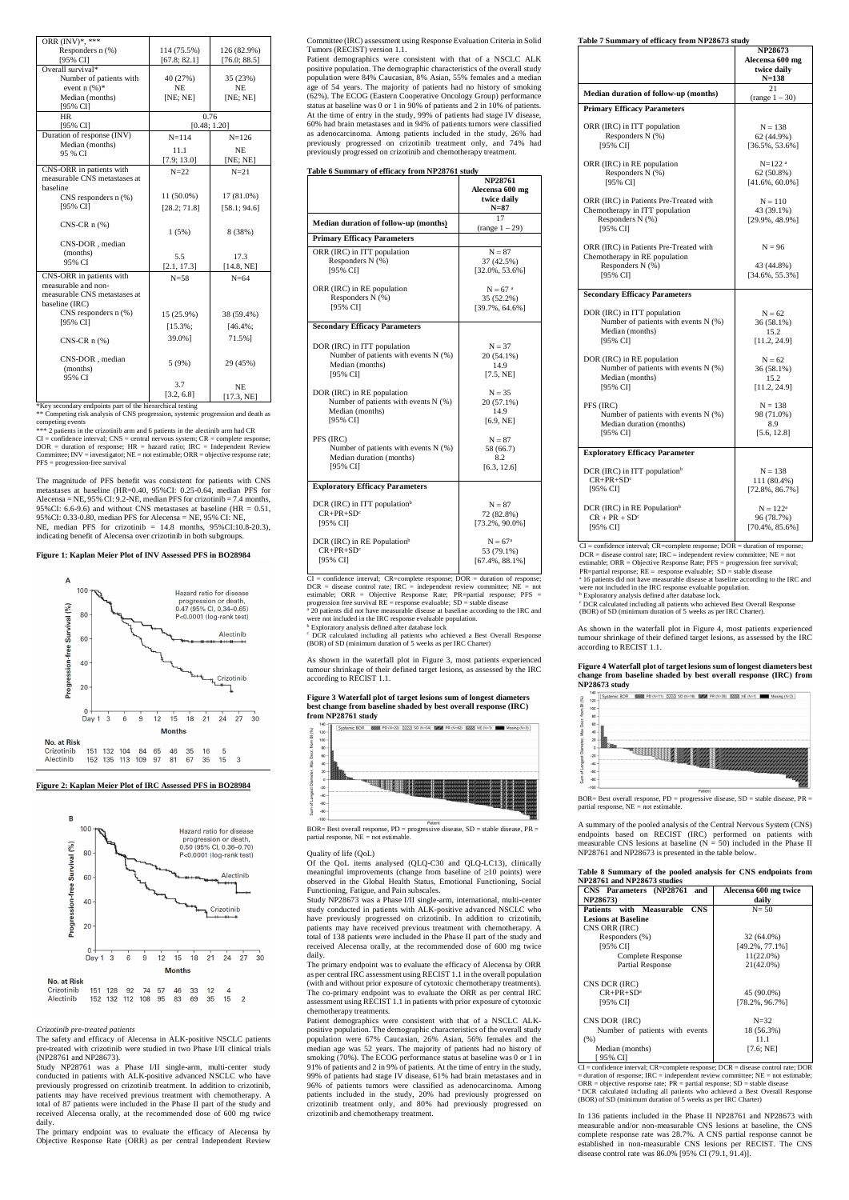| ORR (INV)*, *** | | |
|---|---|---|
| Responders n (%) | 114 (75.5%) | 126 (82.9%) |
| [95% CI] | [67.8; 82.1] | [76.0; 88.5] |
| Overall survival* | | |
| Number of patients with event n (%)* | 40 (27%) | 35 (23%) |
| Median (months) | NE | NE |
| [95% CI] | [NE; NE] | [NE; NE] |
| HR | 0.76 | |
| [95% CI] | [0.48; 1.20] | |
| Duration of response (INV) | N=114 | N=126 |
| Median (months) | 11.1 | NE |
| 95 % CI | [7.9; 13.0] | [NE; NE] |
| CNS-ORR in patients with measurable CNS metastases at baseline | N=22 | N=21 |
| CNS responders n (%) | 11 (50.0%) | 17 (81.0%) |
| [95% CI] | [28.2; 71.8] | [58.1; 94.6] |
| CNS-CR n (%) | 1 (5%) | 8 (38%) |
| CNS-DOR , median (months) | 5.5 | 17.3 |
| 95% CI | [2.1, 17.3] | [14.8, NE] |
| CNS-ORR in patients with measurable and non-measurable CNS metastases at baseline (IRC) | N=58 | N=64 |
| CNS responders n (%) | 15 (25.9%) | 38 (59.4%) |
| [95% CI] | [15.3%; 39.0%] | [46.4%; 71.5%] |
| CNS-CR n (%) | 5 (9%) | 29 (45%) |
| CNS-DOR , median (months) | 3.7 | NE |
| 95% CI | [3.2, 6.8] | [17.3, NE] |

*Key secondary endpoints part of the hierarchical testing
** Competing risk analysis of CNS progression, systemic progression and death as competing events
*** 2 patients in the crizotinib arm and 6 patients in the alectinib arm had CR
CI = confidence interval; CNS = central nervous system; CR = complete response; DOR = duration of response; HR = hazard ratio; IRC = Independent Review Committee; INV = investigator; NE = not estimable; ORR = objective response rate; PFS = progression-free survival

The magnitude of PFS benefit was consistent for patients with CNS metastases at baseline (HR=0.40, 95%CI: 0.25-0.64, median PFS for Alecensa = NE, 95% CI: 9.2-NE, median PFS for crizotinib = 7.4 months, 95%CI: 6.6-9.6) and without CNS metastases at baseline (HR = 0.51, 95%CI: 0.33-0.80, median PFS for Alecensa = NE, 95% CI: NE, NE, median PFS for crizotinib = 14.8 months, 95%CI:10.8-20.3), indicating benefit of Alecensa over crizotinib in both subgroups.

**Figure 1: Kaplan Meier Plot of INV Assessed PFS in BO28984**

**Figure 2: Kaplan Meier Plot of IRC Assessed PFS in BO28984**

*Crizotinib pre-treated patients*

The safety and efficacy of Alecensa in ALK-positive NSCLC patients pre-treated with crizotinib were studied in two Phase I/II clinical trials (NP28761 and NP28673).

Study NP28761 was a Phase I/II single-arm, multi-center study conducted in patients with ALK-positive advanced NSCLC who have previously progressed on crizotinib. In addition to crizotinib, patients may have received previous treatment with chemotherapy. A total of 87 patients were included in the Phase II part of the study and received Alecensa orally, at the recommended dose of 600 mg twice daily.

The primary endpoint was to evaluate the efficacy of Alecensa by Objective Response Rate (ORR) as per central Independent Review Committee (IRC) assessment using Response Evaluation Criteria in Solid Tumors (RECIST) version 1.1.

Patient demographics were consistent with that of a NSCLC ALK positive population. The demographic characteristics of the overall study population were 84% Caucasian, 8% Asian, 55% females and a median age of 54 years. The majority of patients had no history of smoking (62%). The ECOG (Eastern Cooperative Oncology Group) performance status at baseline was 0 or 1 in 90% of patients and 2 in 10% of patients. At the time of entry in the study, 99% of patients had stage IV disease, 60% had brain metastases and in 94% of patients tumors were classified as adenocarcinoma. Among patients included in the study, 26% had previously progressed on crizotinib treatment only, and 74% had previously progressed on crizotinib and chemotherapy treatment.

**Table 6 Summary of efficacy from NP28761 study**

| | NP28761 Alecensa 600 mg twice daily N=87 |
|---|---|
| **Median duration of follow-up (months)** | 17 (range 1 – 29) |
| **Primary Efficacy Parameters** | |
| ORR (IRC) in ITT population | N = 87 |
| Responders N (%) | 37 (42.5%) |
| [95% CI] | [32.0%, 53.6%] |
| ORR (IRC) in RE population | N = 67 [a] |
| Responders N (%) | 35 (52.2%) |
| [95% CI] | [39.7%, 64.6%] |
| **Secondary Efficacy Parameters** | |
| DOR (IRC) in ITT population | N = 37 |
| Number of patients with events N (%) | 20 (54.1%) |
| Median (months) | 14.9 |
| [95% CI] | [7.5, NE] |
| DOR (IRC) in RE population | N = 35 |
| Number of patients with events N (%) | 20 (57.1%) |
| Median (months) | 14.9 |
| [95% CI] | [6.9, NE] |
| PFS (IRC) | N = 87 |
| Number of patients with events N (%) | 58 (66.7) |
| Median duration (months) | 8.2 |
| [95% CI] | [6.3, 12.6] |
| **Exploratory Efficacy Parameters** | |
| DCR (IRC) in ITT population[b] | N = 87 |
| CR+PR+SD[c] | 72 (82.8%) |
| [95% CI] | [73.2%, 90.0%] |
| DCR (IRC) in RE Population[b] | N = 67[a] |
| CR+PR+SD[c] | 53 (79.1%) |
| [95% CI] | [67.4%, 88.1%] |

CI = confidence interval; CR=complete response; DOR = duration of response; DCR = disease control rate; IRC = independent review committee; NE = not estimable; ORR = Objective Response Rate; PR=partial response; PFS = progression free survival RE = response evaluable; SD = stable disease
[a] 20 patients did not have measurable disease at baseline according to the IRC and were not included in the IRC response evaluable population.
[b] Exploratory analysis defined after database lock
[c] DCR calculated including all patients who achieved a Best Overall Response (BOR) of SD (minimum duration of 5 weeks as per IRC Charter)

As shown in the waterfall plot in Figure 3, most patients experienced tumour shrinkage of their defined target lesions, as assessed by the IRC according to RECIST 1.1.

**Figure 3 Waterfall plot of target lesions sum of longest diameters best change from baseline shaded by best overall response (IRC) from NP28761 study**

BOR= Best overall response, PD = progressive disease, SD = stable disease, PR = partial response, NE = not estimable.

Quality of life (QoL)

Of the QoL items analysed (QLQ-C30 and QLQ-LC13), clinically meaningful improvements (change from baseline of ≥10 points) were observed in the Global Health Status, Emotional Functioning, Social Functioning, Fatigue, and Pain subscales.

Study NP28673 was a Phase I/II single-arm, international, multi-center study conducted in patients with ALK-positive advanced NSCLC who have previously progressed on crizotinib. In addition to crizotinib, patients may have received previous treatment with chemotherapy. A total of 138 patients were included in the Phase II part of the study and received Alecensa orally, at the recommended dose of 600 mg twice daily.

The primary endpoint was to evaluate the efficacy of Alecensa by ORR as per central IRC assessment using RECIST 1.1 in the overall population (with and without prior exposure of cytotoxic chemotherapy treatments). The co-primary endpoint was to evaluate the ORR as per central IRC assessment using RECIST 1.1 in patients with prior exposure of cytotoxic chemotherapy treatments.

Patient demographics were consistent with that of a NSCLC ALK-positive population. The demographic characteristics of the overall study population were 67% Caucasian, 26% Asian, 56% females and the median age was 52 years. The majority of patients had no history of smoking (70%). The ECOG performance status at baseline was 0 or 1 in 91% of patients and 2 in 9% of patients. At the time of entry in the study, 99% of patients had stage IV disease, 61% had brain metastases and in 96% of patients tumors were classified as adenocarcinoma. Among patients included in the study, 20% had previously progressed on crizotinib treatment only, and 80% had previously progressed on crizotinib and chemotherapy treatment.

**Table 7 Summary of efficacy from NP28673 study**

| | NP28673 Alecensa 600 mg twice daily N=138 |
|---|---|
| **Median duration of follow-up (months)** | 21 (range 1 – 30) |
| **Primary Efficacy Parameters** | |
| ORR (IRC) in ITT population | N = 138 |
| Responders N (%) | 62 (44.9%) |
| [95% CI] | [36.5%, 53.6%] |
| ORR (IRC) in RE population | N=122 [a] |
| Responders N (%) | 62 (50.8%) |
| [95% CI] | [41.6%, 60.0%] |
| ORR (IRC) in Patients Pre-Treated with Chemotherapy in ITT population | N = 110 |
| Responders N (%) | 43 (39.1%) |
| [95% CI] | [29.9%, 48.9%] |
| ORR (IRC) in Patients Pre-Treated with Chemotherapy in RE population | N = 96 |
| Responders N (%) | 43 (44.8%) |
| [95% CI] | [34.6%, 55.3%] |
| **Secondary Efficacy Parameters** | |
| DOR (IRC) in ITT population | N = 62 |
| Number of patients with events N (%) | 36 (58.1%) |
| Median (months) | 15.2 |
| [95% CI] | [11.2, 24.9] |
| DOR (IRC) in RE population | N = 62 |
| Number of patients with events N (%) | 36 (58.1%) |
| Median (months) | 15.2 |
| [95% CI] | [11.2, 24.9] |
| PFS (IRC) | N = 138 |
| Number of patients with events N (%) | 98 (71.0%) |
| Median duration (months) | 8.9 |
| [95% CI] | [5.6, 12.8] |
| **Exploratory Efficacy Parameter** | |
| DCR (IRC) in ITT population[b] | N = 138 |
| CR+PR+SD[c] | 111 (80.4%) |
| [95% CI] | [72.8%, 86.7%] |
| DCR (IRC) in RE Population[b] | N = 122[a] |
| CR + PR + SD[c] | 96 (78.7%) |
| [95% CI] | [70.4%, 85.6%] |

CI = confidence interval; CR=complete response; DOR = duration of response; DCR = disease control rate; IRC = independent review committee; NE = not estimable; ORR = Objective Response Rate; PFS = progression free survival; PR=partial response; RE = response evaluable; SD = stable disease
[a] 16 patients did not have measurable disease at baseline according to the IRC and were not included in the IRC response evaluable population.
[b] Exploratory analysis defined after database lock.
[c] DCR calculated including all patients who achieved Best Overall Response (BOR) of SD (minimum duration of 5 weeks as per IRC Charter).

As shown in the waterfall plot in Figure 4, most patients experienced tumour shrinkage of their defined target lesions, as assessed by the IRC according to RECIST 1.1.

**Figure 4 Waterfall plot of target lesions sum of longest diameters best change from baseline shaded by best overall response (IRC) from NP28673 study**

BOR= Best overall response, PD = progressive disease, SD = stable disease, PR = partial response, NE = not estimable.

A summary of the pooled analysis of the Central Nervous System (CNS) endpoints based on RECIST (IRC) performed on patients with measurable CNS lesions at baseline (N = 50) included in the Phase II NP28761 and NP28673 is presented in the table below.

**Table 8 Summary of the pooled analysis for CNS endpoints from NP28761 and NP28673 studies**

| CNS Parameters (NP28761 and NP28673) | Alecensa 600 mg twice daily |
|---|---|
| **Patients with Measurable CNS Lesions at Baseline** | N= 50 |
| CNS ORR (IRC) | |
| Responders (%) | 32 (64.0%) |
| [95% CI] | [49.2%, 77.1%] |
| Complete Response | 11(22.0%) |
| Partial Response | 21(42.0%) |
| CNS DCR (IRC) | |
| CR+PR+SD[a] | 45 (90.0%) |
| [95% CI] | [78.2%, 96.7%] |
| CNS DOR (IRC) | N=32 |
| Number of patients with events (%) | 18 (56.3%) |
| Median (months) | 11.1 |
| [ 95% CI] | [7.6; NE] |

CI = confidence interval; CR=complete response; DCR = disease control rate; DOR = duration of response; IRC = independent review committee; NE = not estimable; ORR = objective response rate; PR = partial response; SD = stable disease
[a] DCR calculated including all patients who achieved a Best Overall Response (BOR) of SD (minimum duration of 5 weeks as per IRC Charter)

In 136 patients included in the Phase II NP28761 and NP28673 with measurable and/or non-measurable CNS lesions at baseline, the CNS complete response rate was 28.7%. A CNS partial response cannot be established in non-measurable CNS lesions per RECIST. The CNS disease control rate was 86.0% [95% CI (79.1, 91.4)].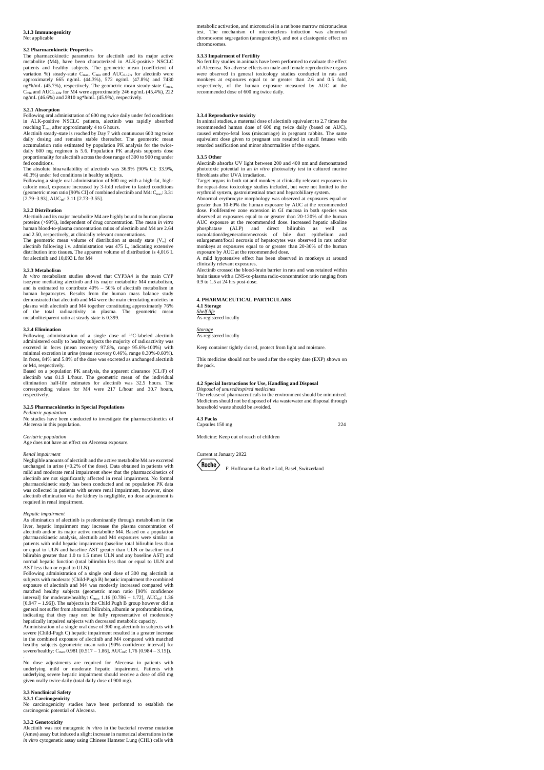### 3.1.3 Immunogenicity

Not applicable

### 3.2 Pharmacokinetic Properties

The pharmacokinetic parameters for alectinib and its major active metabolite (M4), have been characterized in ALK-positive NSCLC patients and healthy subjects. The geometric mean (coefficient of variation %) steady-state $C_{max}$, $C_{min}$ and $AUC_{0-12hr}$ for alectinib were approximately 665 ng/mL (44.3%), 572 ng/mL (47.8%) and 7430 ng*h/mL (45.7%), respectively. The geometric mean steady-state $C_{max}$, $C_{min}$ and $AUC_{0-12hr}$ for M4 were approximately 246 ng/mL (45.4%), 222 ng/mL (46.6%) and 2810 ng*h/mL (45.9%), respectively.

#### 3.2.1 Absorption

Following oral administration of 600 mg twice daily under fed conditions in ALK-positive NSCLC patients, alectinib was rapidly absorbed reaching $T_{max}$ after approximately 4 to 6 hours.

Alectinib steady-state is reached by Day 7 with continuous 600 mg twice daily dosing and remains stable thereafter. The geometric mean accumulation ratio estimated by population PK analysis for the twice-daily 600 mg regimen is 5.6. Population PK analysis supports dose proportionality for alectinib across the dose range of 300 to 900 mg under fed conditions.

The absolute bioavailability of alectinib was 36.9% (90% CI: 33.9%, 40.3%) under fed conditions in healthy subjects.

Following a single oral administration of 600 mg with a high-fat, high-calorie meal, exposure increased by 3-fold relative to fasted conditions (geometric mean ratio [90% CI] of combined alectinib and M4: $C_{max}$: 3.31 [2.79–3.93], $AUC_{inf}$: 3.11 [2.73–3.55].

#### 3.2.2 Distribution

Alectinib and its major metabolite M4 are highly bound to human plasma proteins (>99%), independent of drug concentration. The mean *in vitro* human blood-to-plasma concentration ratios of alectinib and M4 are 2.64 and 2.50, respectively, at clinically relevant concentrations.

The geometric mean volume of distribution at steady state ($V_{ss}$) of alectinib following i.v. administration was 475 L, indicating extensive distribution into tissues. The apparent volume of distribution is 4,016 L for alectinib and 10,093 L for M4

#### 3.2.3 Metabolism

*In vitro* metabolism studies showed that CYP3A4 is the main CYP isozyme mediating alectinib and its major metabolite M4 metabolism, and is estimated to contribute 40% – 50% of alectinib metabolism in human hepatocytes. Results from the human mass balance study demonstrated that alectinib and M4 were the main circulating moieties in plasma with alectinib and M4 together constituting approximately 76% of the total radioactivity in plasma. The geometric mean metabolite/parent ratio at steady state is 0.399.

#### 3.2.4 Elimination

Following administration of a single dose of $^{14}$C-labeled alectinib administered orally to healthy subjects the majority of radioactivity was excreted in feces (mean recovery 97.8%, range 95.6%-100%) with minimal excretion in urine (mean recovery 0.46%, range 0.30%-0.60%). In feces, 84% and 5.8% of the dose was excreted as unchanged alectinib or M4, respectively.

Based on a population PK analysis, the apparent clearance (CL/F) of alectinib was 81.9 L/hour. The geometric mean of the individual elimination half-life estimates for alectinib was 32.5 hours. The corresponding values for M4 were 217 L/hour and 30.7 hours, respectively.

#### 3.2.5 Pharmacokinetics in Special Populations

*Pediatric population*

No studies have been conducted to investigate the pharmacokinetics of Alecensa in this population.

*Geriatric population*

Age does not have an effect on Alecensa exposure.

*Renal impairment*

Negligible amounts of alectinib and the active metabolite M4 are excreted unchanged in urine (<0.2% of the dose). Data obtained in patients with mild and moderate renal impairment show that the pharmacokinetics of alectinib are not significantly affected in renal impairment. No formal pharmacokinetic study has been conducted and no population PK data was collected in patients with severe renal impairment, however, since alectinib elimination via the kidney is negligible, no dose adjustment is required in renal impairment.

*Hepatic impairment*

As elimination of alectinib is predominantly through metabolism in the liver, hepatic impairment may increase the plasma concentration of alectinib and/or its major active metabolite M4. Based on a population pharmacokinetic analysis, alectinib and M4 exposures were similar in patients with mild hepatic impairment (baseline total bilirubin less than or equal to ULN and baseline AST greater than ULN or baseline total bilirubin greater than 1.0 to 1.5 times ULN and any baseline AST) and normal hepatic function (total bilirubin less than or equal to ULN and AST less than or equal to ULN).

Following administration of a single oral dose of 300 mg alectinib in subjects with moderate (Child-Pugh B) hepatic impairment the combined exposure of alectinib and M4 was modestly increased compared with matched healthy subjects (geometric mean ratio [90% confidence interval] for moderate/healthy: $C_{max}$ 1.16 [0.786 – 1.72], $AUC_{inf}$: 1.36 [0.947 – 1.96]). The subjects in the Child Pugh B group however did in general not suffer from abnormal bilirubin, albumin or prothrombin time, indicating that they may not be fully representative of moderately hepatically impaired subjects with decreased metabolic capacity.

Administration of a single oral dose of 300 mg alectinib in subjects with severe (Child-Pugh C) hepatic impairment resulted in a greater increase in the combined exposure of alectinib and M4 compared with matched healthy subjects (geometric mean ratio [90% confidence interval] for severe/healthy: $C_{max}$ 0.981 [0.517 – 1.86], $AUC_{inf}$: 1.76 [0.984 – 3.15]).

No dose adjustments are required for Alecensa in patients with underlying mild or moderate hepatic impairment. Patients with underlying severe hepatic impairment should receive a dose of 450 mg given orally twice daily (total daily dose of 900 mg).

### 3.3 Nonclinical Safety

#### 3.3.1 Carcinogenicity

No carcinogenicity studies have been performed to establish the carcinogenic potential of Alecensa.

#### 3.3.2 Genotoxicity

Alectinib was not mutagenic *in vitro* in the bacterial reverse mutation (Ames) assay but induced a slight increase in numerical aberrations in the *in vitro* cytogenetic assay using Chinese Hamster Lung (CHL) cells with metabolic activation, and micronuclei in a rat bone marrow micronucleus test. The mechanism of micronucleus induction was abnormal chromosome segregation (aneugenicity), and not a clastogenic effect on chromosomes.

#### 3.3.3 Impairment of Fertility

No fertility studies in animals have been performed to evaluate the effect of Alecensa. No adverse effects on male and female reproductive organs were observed in general toxicology studies conducted in rats and monkeys at exposures equal to or greater than 2.6 and 0.5 fold, respectively, of the human exposure measured by AUC at the recommended dose of 600 mg twice daily.

#### 3.3.4 Reproductive toxicity

In animal studies, a maternal dose of alectinib equivalent to 2.7 times the recommended human dose of 600 mg twice daily (based on AUC), caused embryo-fetal loss (miscarriage) in pregnant rabbits. The same equivalent dose given to pregnant rats resulted in small fetuses with retarded ossification and minor abnormalities of the organs.

#### 3.3.5 Other

Alectinib absorbs UV light between 200 and 400 nm and demonstrated phototoxic potential in an *in vitro* photosafety test in cultured murine fibroblasts after UVA irradiation.

Target organs in both rat and monkey at clinically relevant exposures in the repeat-dose toxicology studies included, but were not limited to the erythroid system, gastrointestinal tract and hepatobiliary system.

Abnormal erythrocyte morphology was observed at exposures equal or greater than 10-60% the human exposure by AUC at the recommended dose. Proliferative zone extension in GI mucosa in both species was observed at exposures equal to or greater than 20-120% of the human AUC exposure at the recommended dose. Increased hepatic alkaline phosphatase (ALP) and direct bilirubin as well as vacuolation/degeneration/necrosis of bile duct epithelium and enlargement/focal necrosis of hepatocytes was observed in rats and/or monkeys at exposures equal to or greater than 20-30% of the human exposure by AUC at the recommended dose.

A mild hypotensive effect has been observed in monkeys at around clinically relevant exposures.

Alectinib crossed the blood-brain barrier in rats and was retained within brain tissue with a CNS-to-plasma radio-concentration ratio ranging from 0.9 to 1.5 at 24 hrs post-dose.

## 4. PHARMACEUTICAL PARTICULARS

### 4.1 Storage

*Shelf life*

As registered locally

*Storage*

As registered locally

Keep container tightly closed, protect from light and moisture.

This medicine should not be used after the expiry date (EXP) shown on the pack.

### 4.2 Special Instructions for Use, Handling and Disposal

*Disposal of unused/expired medicines*

The release of pharmaceuticals in the environment should be minimized. Medicines should not be disposed of via wastewater and disposal through household waste should be avoided.

### 4.3 Packs

Capsules 150 mg 224

Medicine: Keep out of reach of children

Current at January 2022

Roche F. Hoffmann-La Roche Ltd, Basel, Switzerland